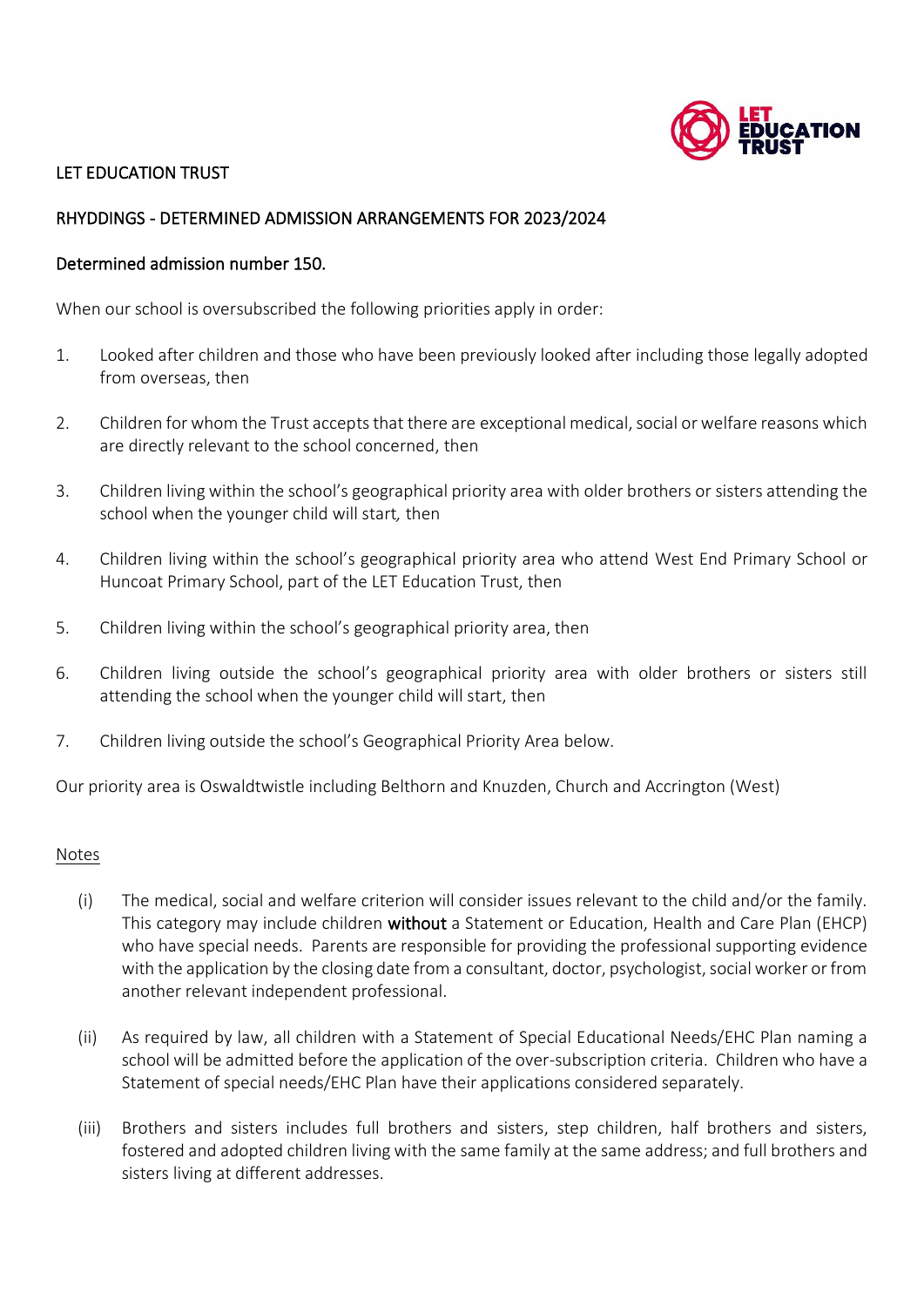LET EDUCATION TRUST

RHYDDINGS - DETERMINED ADMISSION ARRANGEMENTS FOR 2023/2024

Determined admission number 150.

When our school is oversubscribed the following priorities apply in order:

1. Looked after children and those who have been previously looked after including those legally adopted from overseas, then
2. Children for whom the Trust accepts that there are exceptional medical, social or welfare reasons which are directly relevant to the school concerned, then
3. Children living within the school's geographical priority area with older brothers or sisters attending the school when the younger child will start, then
4. Children living within the school's geographical priority area who attend West End Primary School or Huncoat Primary School, part of the LET Education Trust, then
5. Children living within the school's geographical priority area, then
6. Children living outside the school's geographical priority area with older brothers or sisters still attending the school when the younger child will start, then
7. Children living outside the school's Geographical Priority Area below.

Our priority area is Oswaldtwistle including Belthorn and Knuzden, Church and Accrington (West)

Notes

(i) The medical, social and welfare criterion will consider issues relevant to the child and/or the family. This category may include children **without** a Statement or Education, Health and Care Plan (EHCP) who have special needs. Parents are responsible for providing the professional supporting evidence with the application by the closing date from a consultant, doctor, psychologist, social worker or from another relevant independent professional.

(ii) As required by law, all children with a Statement of Special Educational Needs/EHC Plan naming a school will be admitted before the application of the over-subscription criteria. Children who have a Statement of special needs/EHC Plan have their applications considered separately.

(iii) Brothers and sisters includes full brothers and sisters, step children, half brothers and sisters, fostered and adopted children living with the same family at the same address; and full brothers and sisters living at different addresses.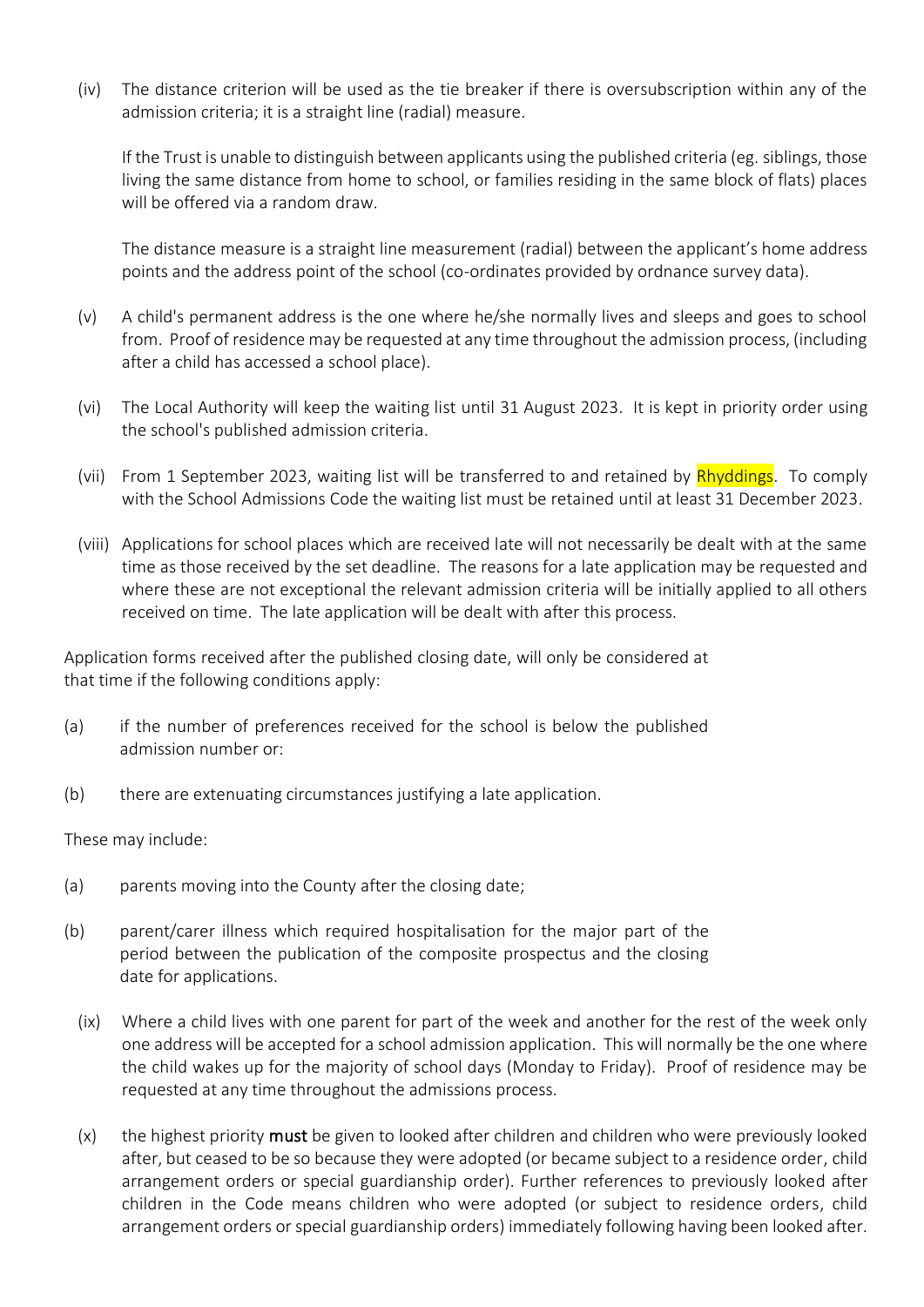(iv) The distance criterion will be used as the tie breaker if there is oversubscription within any of the admission criteria; it is a straight line (radial) measure.

If the Trust is unable to distinguish between applicants using the published criteria (eg. siblings, those living the same distance from home to school, or families residing in the same block of flats) places will be offered via a random draw.

The distance measure is a straight line measurement (radial) between the applicant's home address points and the address point of the school (co-ordinates provided by ordnance survey data).

(v) A child's permanent address is the one where he/she normally lives and sleeps and goes to school from. Proof of residence may be requested at any time throughout the admission process, (including after a child has accessed a school place).

(vi) The Local Authority will keep the waiting list until 31 August 2023. It is kept in priority order using the school's published admission criteria.

(vii) From 1 September 2023, waiting list will be transferred to and retained by Rhyddings. To comply with the School Admissions Code the waiting list must be retained until at least 31 December 2023.

(viii) Applications for school places which are received late will not necessarily be dealt with at the same time as those received by the set deadline. The reasons for a late application may be requested and where these are not exceptional the relevant admission criteria will be initially applied to all others received on time. The late application will be dealt with after this process.

Application forms received after the published closing date, will only be considered at that time if the following conditions apply:

(a) if the number of preferences received for the school is below the published admission number or:

(b) there are extenuating circumstances justifying a late application.

These may include:

(a) parents moving into the County after the closing date;

(b) parent/carer illness which required hospitalisation for the major part of the period between the publication of the composite prospectus and the closing date for applications.

(ix) Where a child lives with one parent for part of the week and another for the rest of the week only one address will be accepted for a school admission application. This will normally be the one where the child wakes up for the majority of school days (Monday to Friday). Proof of residence may be requested at any time throughout the admissions process.

(x) the highest priority **must** be given to looked after children and children who were previously looked after, but ceased to be so because they were adopted (or became subject to a residence order, child arrangement orders or special guardianship order). Further references to previously looked after children in the Code means children who were adopted (or subject to residence orders, child arrangement orders or special guardianship orders) immediately following having been looked after.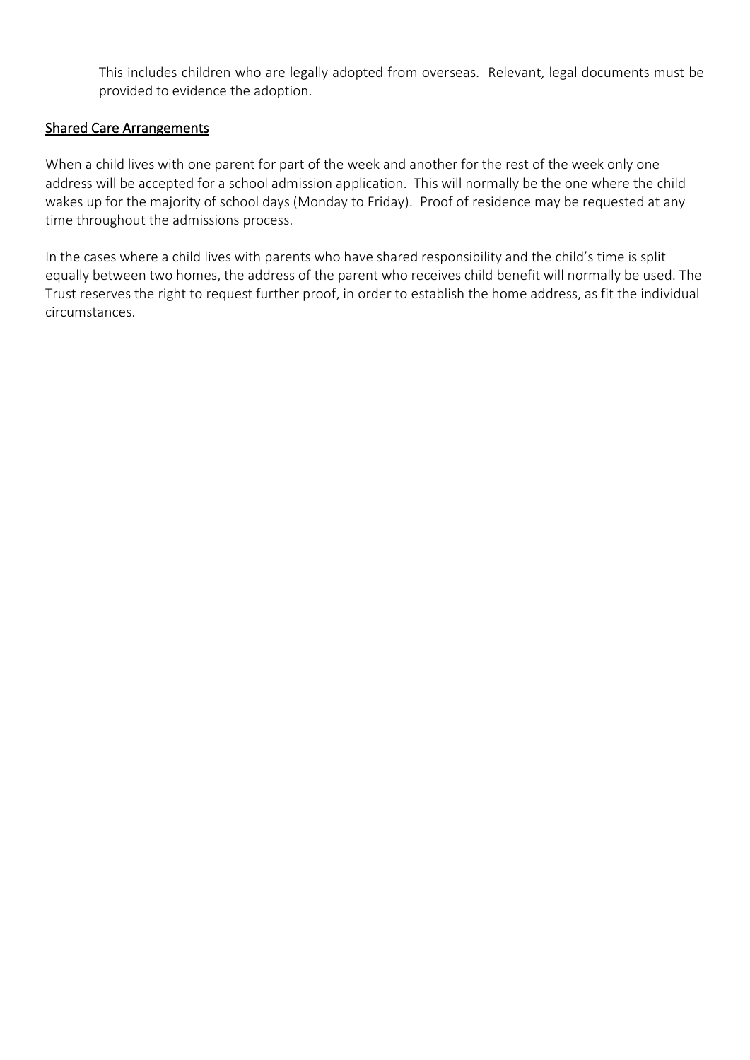This includes children who are legally adopted from overseas. Relevant, legal documents must be provided to evidence the adoption.

## Shared Care Arrangements

When a child lives with one parent for part of the week and another for the rest of the week only one address will be accepted for a school admission application. This will normally be the one where the child wakes up for the majority of school days (Monday to Friday). Proof of residence may be requested at any time throughout the admissions process.

In the cases where a child lives with parents who have shared responsibility and the child's time is split equally between two homes, the address of the parent who receives child benefit will normally be used. The Trust reserves the right to request further proof, in order to establish the home address, as fit the individual circumstances.